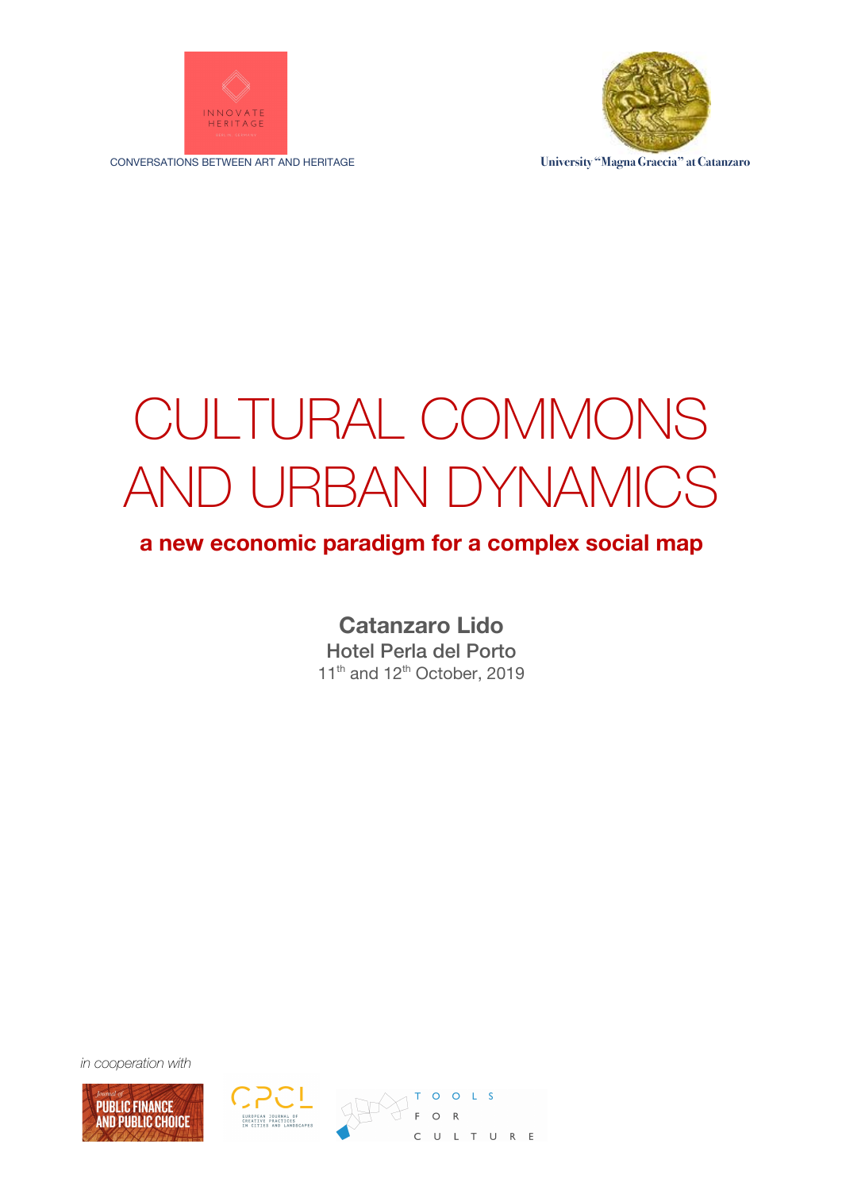INNOVATE HERITAGE

CONVERSATIONS BETWEEN ART AND HERITAGE

University "Magna Graecia" at Catanzaro

# CULTURAL COMMONS AND URBAN DYNAMICS

## a new economic paradigm for a complex social map

**Catanzaro Lido**

Hotel Perla del Porto

11th and 12th October, 2019

*in cooperation with*

Journal of PUBLIC FINANCE AND PUBLIC CHOICE

CPCL EUROPEAN JOURNAL OF CREATIVE PRACTICES IN CITIES AND LANDSCAPES

TOOLS FOR CULTURE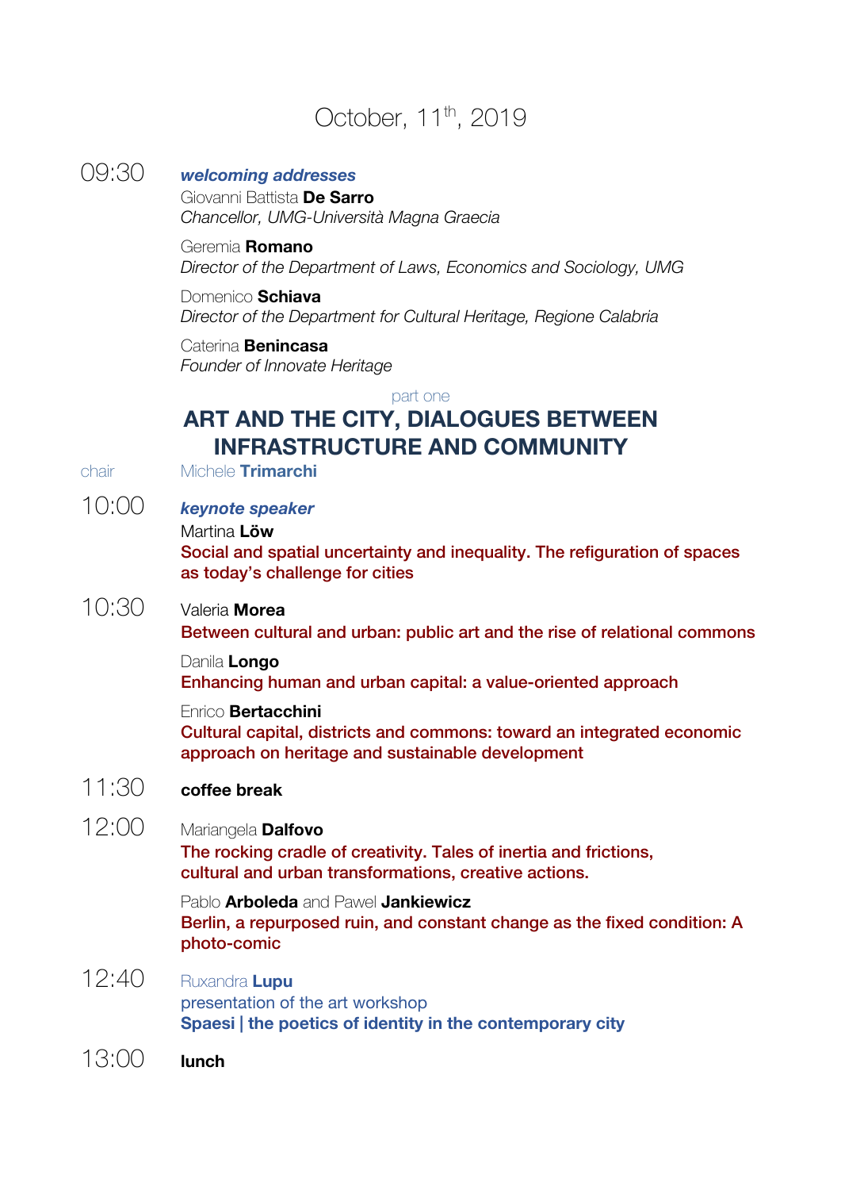# October, 11th, 2019

**09:30** ***welcoming addresses***

Giovanni Battista **De Sarro**
*Chancellor, UMG-Università Magna Graecia*

Geremia **Romano**
*Director of the Department of Laws, Economics and Sociology, UMG*

Domenico **Schiava**
*Director of the Department for Cultural Heritage, Regione Calabria*

Caterina **Benincasa**
*Founder of Innovate Heritage*

part one

## ART AND THE CITY, DIALOGUES BETWEEN INFRASTRUCTURE AND COMMUNITY

chair Michele **Trimarchi**

**10:00** ***keynote speaker***

Martina **Löw**
**Social and spatial uncertainty and inequality. The refiguration of spaces as today's challenge for cities**

**10:30** Valeria **Morea**
**Between cultural and urban: public art and the rise of relational commons**

Danila **Longo**
**Enhancing human and urban capital: a value-oriented approach**

Enrico **Bertacchini**
**Cultural capital, districts and commons: toward an integrated economic approach on heritage and sustainable development**

**11:30** **coffee break**

**12:00** Mariangela **Dalfovo**
**The rocking cradle of creativity. Tales of inertia and frictions, cultural and urban transformations, creative actions.**

Pablo **Arboleda** and Pawel **Jankiewicz**
**Berlin, a repurposed ruin, and constant change as the fixed condition: A photo-comic**

**12:40** Ruxandra **Lupu**
presentation of the art workshop
**Spaesi | the poetics of identity in the contemporary city**

**13:00** **lunch**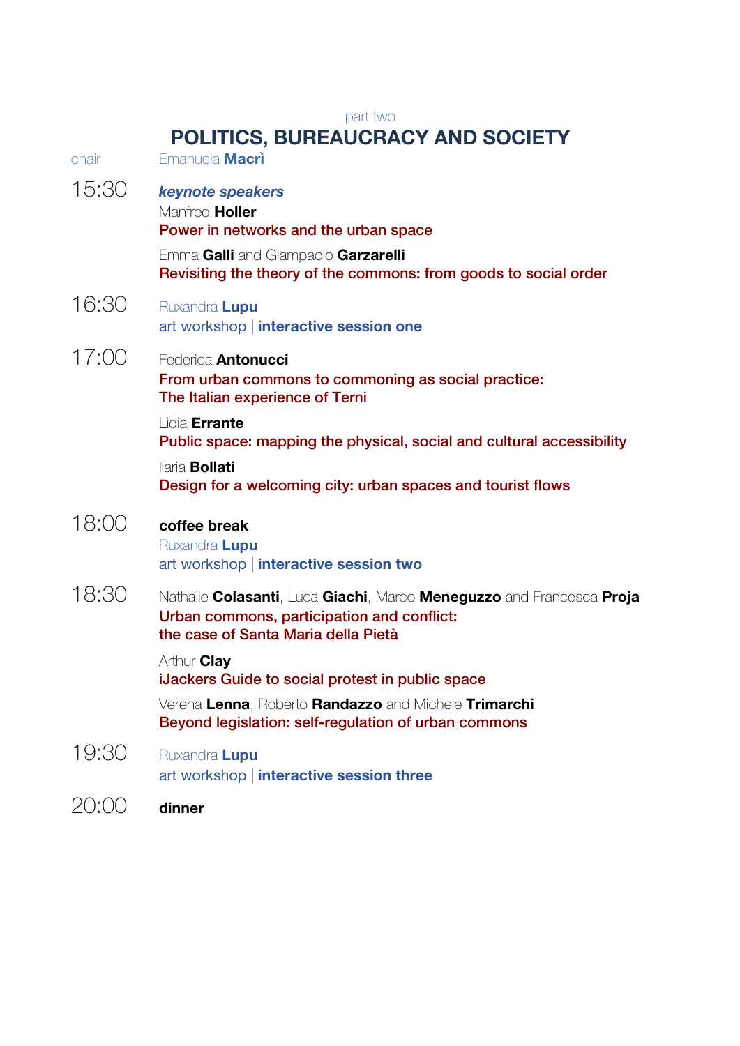part two

# POLITICS, BUREAUCRACY AND SOCIETY

chair Emanuela **Macrì**

15:30 ***keynote speakers***

Manfred **Holler**
Power in networks and the urban space

Emma **Galli** and Giampaolo **Garzarelli**
Revisiting the theory of the commons: from goods to social order

16:30 Ruxandra **Lupu**
art workshop | **interactive session one**

17:00 Federica **Antonucci**
From urban commons to commoning as social practice:
The Italian experience of Terni

Lidia **Errante**
Public space: mapping the physical, social and cultural accessibility

Ilaria **Bollati**
Design for a welcoming city: urban spaces and tourist flows

18:00 **coffee break**
Ruxandra **Lupu**
art workshop | **interactive session two**

18:30 Nathalie **Colasanti**, Luca **Giachi**, Marco **Meneguzzo** and Francesca **Proja**
Urban commons, participation and conflict:
the case of Santa Maria della Pietà

Arthur **Clay**
iJackers Guide to social protest in public space

Verena **Lenna**, Roberto **Randazzo** and Michele **Trimarchi**
Beyond legislation: self-regulation of urban commons

19:30 Ruxandra **Lupu**
art workshop | **interactive session three**

20:00 **dinner**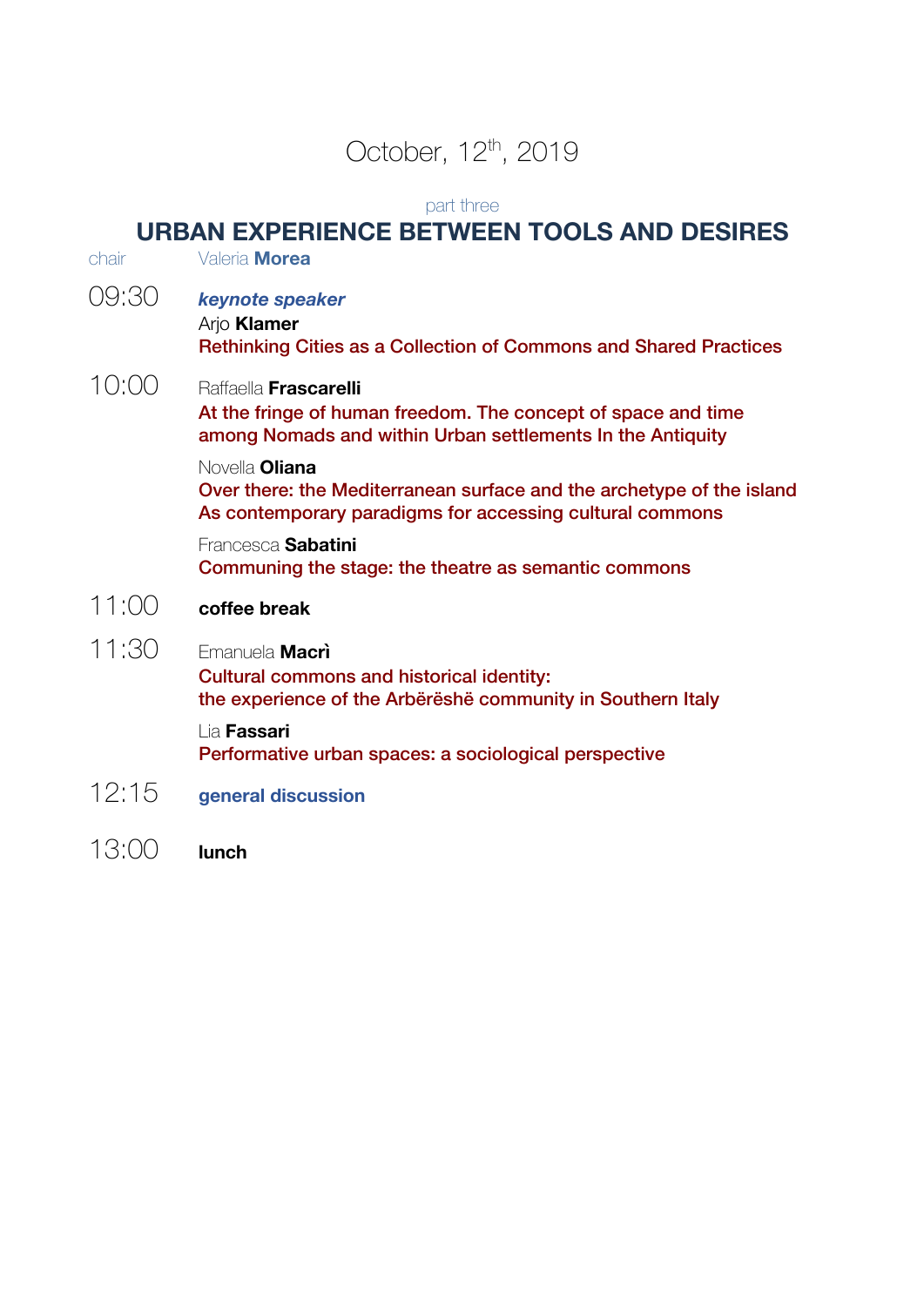October, 12th, 2019

part three

## URBAN EXPERIENCE BETWEEN TOOLS AND DESIRES

chair Valeria **Morea**

09:30 ***keynote speaker***

Arjo **Klamer**

**Rethinking Cities as a Collection of Commons and Shared Practices**

10:00 Raffaella **Frascarelli**

**At the fringe of human freedom. The concept of space and time among Nomads and within Urban settlements In the Antiquity**

Novella **Oliana**

**Over there: the Mediterranean surface and the archetype of the island As contemporary paradigms for accessing cultural commons**

Francesca **Sabatini**

**Communing the stage: the theatre as semantic commons**

11:00 **coffee break**

11:30 Emanuela **Macrì**

**Cultural commons and historical identity:**
**the experience of the Arbëreshë community in Southern Italy**

Lia **Fassari**

**Performative urban spaces: a sociological perspective**

12:15 **general discussion**

13:00 **lunch**